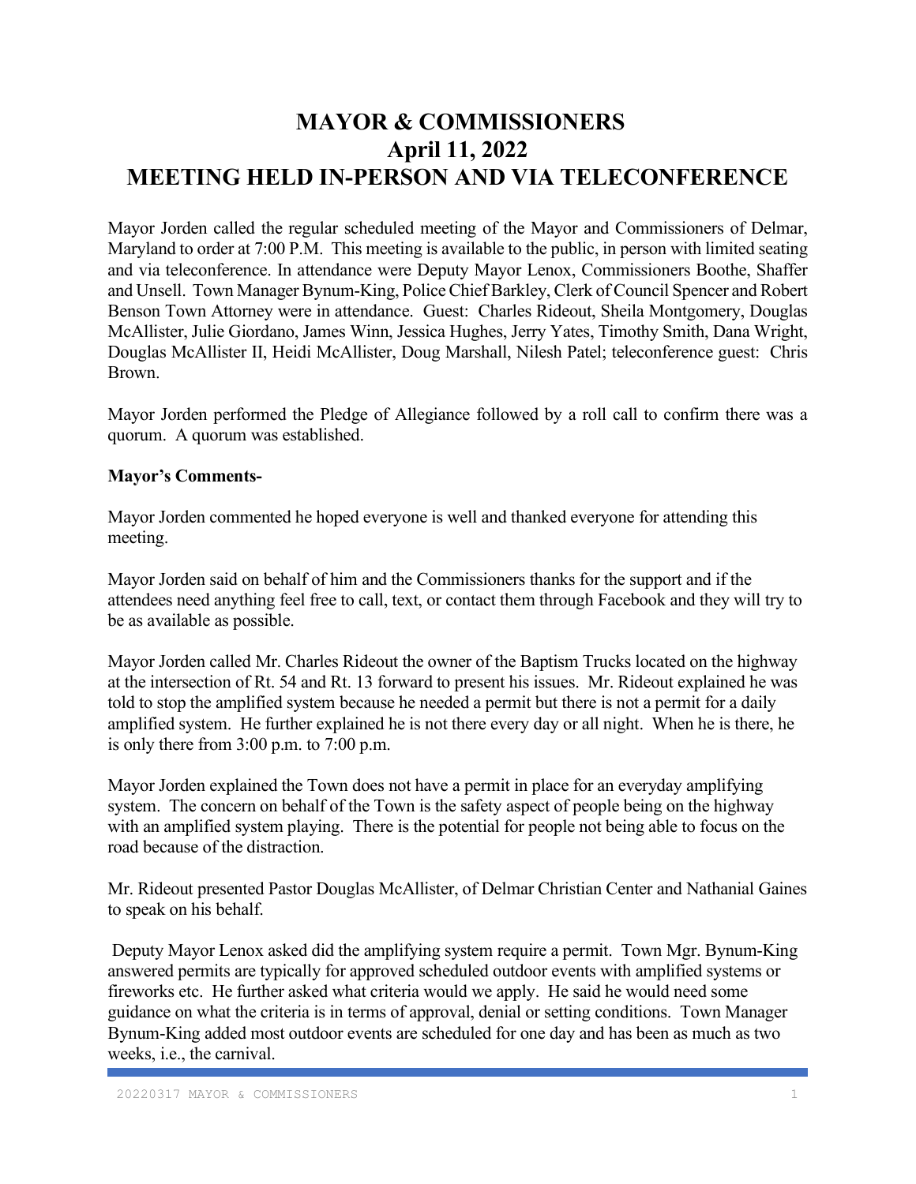# MAYOR & COMMISSIONERS
# April 11, 2022
# MEETING HELD IN-PERSON AND VIA TELECONFERENCE

Mayor Jorden called the regular scheduled meeting of the Mayor and Commissioners of Delmar, Maryland to order at 7:00 P.M. This meeting is available to the public, in person with limited seating and via teleconference. In attendance were Deputy Mayor Lenox, Commissioners Boothe, Shaffer and Unsell. Town Manager Bynum-King, Police Chief Barkley, Clerk of Council Spencer and Robert Benson Town Attorney were in attendance. Guest: Charles Rideout, Sheila Montgomery, Douglas McAllister, Julie Giordano, James Winn, Jessica Hughes, Jerry Yates, Timothy Smith, Dana Wright, Douglas McAllister II, Heidi McAllister, Doug Marshall, Nilesh Patel; teleconference guest: Chris Brown.

Mayor Jorden performed the Pledge of Allegiance followed by a roll call to confirm there was a quorum. A quorum was established.

**Mayor's Comments-**

Mayor Jorden commented he hoped everyone is well and thanked everyone for attending this meeting.

Mayor Jorden said on behalf of him and the Commissioners thanks for the support and if the attendees need anything feel free to call, text, or contact them through Facebook and they will try to be as available as possible.

Mayor Jorden called Mr. Charles Rideout the owner of the Baptism Trucks located on the highway at the intersection of Rt. 54 and Rt. 13 forward to present his issues. Mr. Rideout explained he was told to stop the amplified system because he needed a permit but there is not a permit for a daily amplified system. He further explained he is not there every day or all night. When he is there, he is only there from 3:00 p.m. to 7:00 p.m.

Mayor Jorden explained the Town does not have a permit in place for an everyday amplifying system. The concern on behalf of the Town is the safety aspect of people being on the highway with an amplified system playing. There is the potential for people not being able to focus on the road because of the distraction.

Mr. Rideout presented Pastor Douglas McAllister, of Delmar Christian Center and Nathanial Gaines to speak on his behalf.

Deputy Mayor Lenox asked did the amplifying system require a permit. Town Mgr. Bynum-King answered permits are typically for approved scheduled outdoor events with amplified systems or fireworks etc. He further asked what criteria would we apply. He said he would need some guidance on what the criteria is in terms of approval, denial or setting conditions. Town Manager Bynum-King added most outdoor events are scheduled for one day and has been as much as two weeks, i.e., the carnival.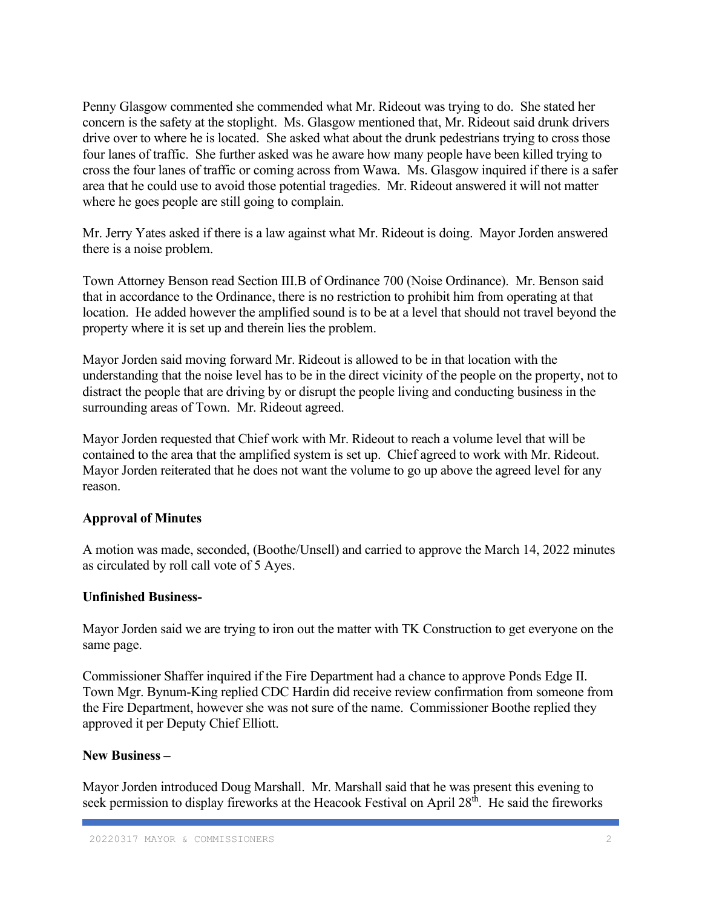Penny Glasgow commented she commended what Mr. Rideout was trying to do. She stated her concern is the safety at the stoplight. Ms. Glasgow mentioned that, Mr. Rideout said drunk drivers drive over to where he is located. She asked what about the drunk pedestrians trying to cross those four lanes of traffic. She further asked was he aware how many people have been killed trying to cross the four lanes of traffic or coming across from Wawa. Ms. Glasgow inquired if there is a safer area that he could use to avoid those potential tragedies. Mr. Rideout answered it will not matter where he goes people are still going to complain.

Mr. Jerry Yates asked if there is a law against what Mr. Rideout is doing. Mayor Jorden answered there is a noise problem.

Town Attorney Benson read Section III.B of Ordinance 700 (Noise Ordinance). Mr. Benson said that in accordance to the Ordinance, there is no restriction to prohibit him from operating at that location. He added however the amplified sound is to be at a level that should not travel beyond the property where it is set up and therein lies the problem.

Mayor Jorden said moving forward Mr. Rideout is allowed to be in that location with the understanding that the noise level has to be in the direct vicinity of the people on the property, not to distract the people that are driving by or disrupt the people living and conducting business in the surrounding areas of Town. Mr. Rideout agreed.

Mayor Jorden requested that Chief work with Mr. Rideout to reach a volume level that will be contained to the area that the amplified system is set up. Chief agreed to work with Mr. Rideout. Mayor Jorden reiterated that he does not want the volume to go up above the agreed level for any reason.

**Approval of Minutes**

A motion was made, seconded, (Boothe/Unsell) and carried to approve the March 14, 2022 minutes as circulated by roll call vote of 5 Ayes.

**Unfinished Business-**

Mayor Jorden said we are trying to iron out the matter with TK Construction to get everyone on the same page.

Commissioner Shaffer inquired if the Fire Department had a chance to approve Ponds Edge II. Town Mgr. Bynum-King replied CDC Hardin did receive review confirmation from someone from the Fire Department, however she was not sure of the name. Commissioner Boothe replied they approved it per Deputy Chief Elliott.

**New Business –**

Mayor Jorden introduced Doug Marshall. Mr. Marshall said that he was present this evening to seek permission to display fireworks at the Heacook Festival on April 28th. He said the fireworks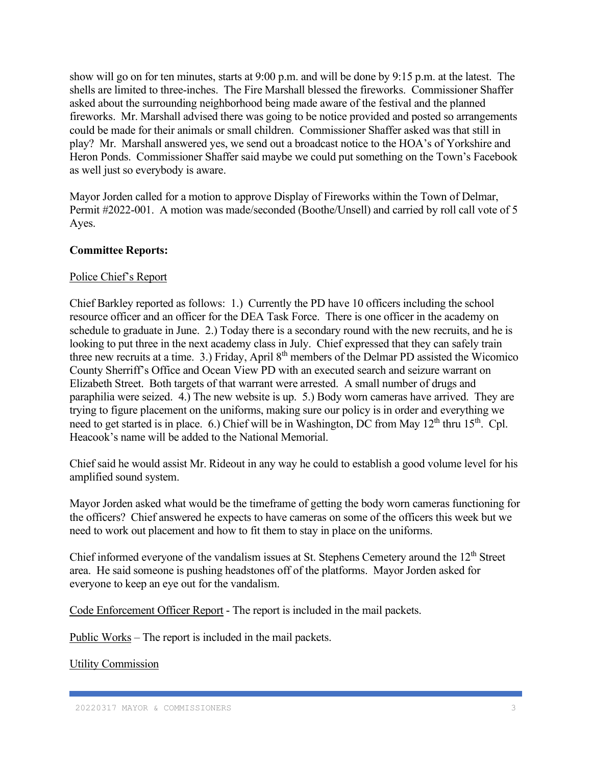show will go on for ten minutes, starts at 9:00 p.m. and will be done by 9:15 p.m. at the latest. The shells are limited to three-inches. The Fire Marshall blessed the fireworks. Commissioner Shaffer asked about the surrounding neighborhood being made aware of the festival and the planned fireworks. Mr. Marshall advised there was going to be notice provided and posted so arrangements could be made for their animals or small children. Commissioner Shaffer asked was that still in play? Mr. Marshall answered yes, we send out a broadcast notice to the HOA's of Yorkshire and Heron Ponds. Commissioner Shaffer said maybe we could put something on the Town's Facebook as well just so everybody is aware.

Mayor Jorden called for a motion to approve Display of Fireworks within the Town of Delmar, Permit #2022-001. A motion was made/seconded (Boothe/Unsell) and carried by roll call vote of 5 Ayes.

**Committee Reports:**

Police Chief's Report

Chief Barkley reported as follows: 1.) Currently the PD have 10 officers including the school resource officer and an officer for the DEA Task Force. There is one officer in the academy on schedule to graduate in June. 2.) Today there is a secondary round with the new recruits, and he is looking to put three in the next academy class in July. Chief expressed that they can safely train three new recruits at a time. 3.) Friday, April 8th members of the Delmar PD assisted the Wicomico County Sherriff's Office and Ocean View PD with an executed search and seizure warrant on Elizabeth Street. Both targets of that warrant were arrested. A small number of drugs and paraphilia were seized. 4.) The new website is up. 5.) Body worn cameras have arrived. They are trying to figure placement on the uniforms, making sure our policy is in order and everything we need to get started is in place. 6.) Chief will be in Washington, DC from May 12th thru 15th. Cpl. Heacook's name will be added to the National Memorial.

Chief said he would assist Mr. Rideout in any way he could to establish a good volume level for his amplified sound system.

Mayor Jorden asked what would be the timeframe of getting the body worn cameras functioning for the officers? Chief answered he expects to have cameras on some of the officers this week but we need to work out placement and how to fit them to stay in place on the uniforms.

Chief informed everyone of the vandalism issues at St. Stephens Cemetery around the 12th Street area. He said someone is pushing headstones off of the platforms. Mayor Jorden asked for everyone to keep an eye out for the vandalism.

Code Enforcement Officer Report - The report is included in the mail packets.

Public Works – The report is included in the mail packets.

Utility Commission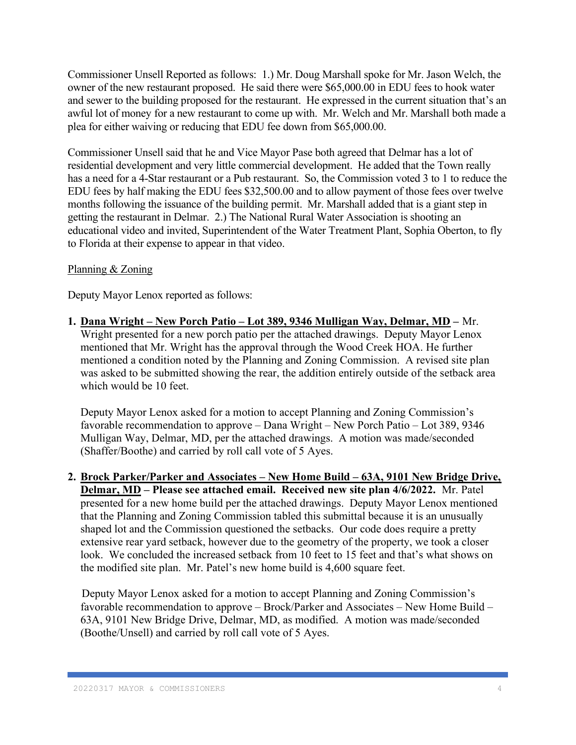Commissioner Unsell Reported as follows: 1.) Mr. Doug Marshall spoke for Mr. Jason Welch, the owner of the new restaurant proposed. He said there were $65,000.00 in EDU fees to hook water and sewer to the building proposed for the restaurant. He expressed in the current situation that's an awful lot of money for a new restaurant to come up with. Mr. Welch and Mr. Marshall both made a plea for either waiving or reducing that EDU fee down from $65,000.00.

Commissioner Unsell said that he and Vice Mayor Pase both agreed that Delmar has a lot of residential development and very little commercial development. He added that the Town really has a need for a 4-Star restaurant or a Pub restaurant. So, the Commission voted 3 to 1 to reduce the EDU fees by half making the EDU fees $32,500.00 and to allow payment of those fees over twelve months following the issuance of the building permit. Mr. Marshall added that is a giant step in getting the restaurant in Delmar. 2.) The National Rural Water Association is shooting an educational video and invited, Superintendent of the Water Treatment Plant, Sophia Oberton, to fly to Florida at their expense to appear in that video.

<u>Planning & Zoning</u>

Deputy Mayor Lenox reported as follows:

1. **<u>Dana Wright – New Porch Patio – Lot 389, 9346 Mulligan Way, Delmar, MD</u> –** Mr. Wright presented for a new porch patio per the attached drawings. Deputy Mayor Lenox mentioned that Mr. Wright has the approval through the Wood Creek HOA. He further mentioned a condition noted by the Planning and Zoning Commission. A revised site plan was asked to be submitted showing the rear, the addition entirely outside of the setback area which would be 10 feet.

   Deputy Mayor Lenox asked for a motion to accept Planning and Zoning Commission's favorable recommendation to approve – Dana Wright – New Porch Patio – Lot 389, 9346 Mulligan Way, Delmar, MD, per the attached drawings. A motion was made/seconded (Shaffer/Boothe) and carried by roll call vote of 5 Ayes.

2. **<u>Brock Parker/Parker and Associates – New Home Build – 63A, 9101 New Bridge Drive, Delmar, MD</u> – Please see attached email. Received new site plan 4/6/2022.** Mr. Patel presented for a new home build per the attached drawings. Deputy Mayor Lenox mentioned that the Planning and Zoning Commission tabled this submittal because it is an unusually shaped lot and the Commission questioned the setbacks. Our code does require a pretty extensive rear yard setback, however due to the geometry of the property, we took a closer look. We concluded the increased setback from 10 feet to 15 feet and that's what shows on the modified site plan. Mr. Patel's new home build is 4,600 square feet.

   Deputy Mayor Lenox asked for a motion to accept Planning and Zoning Commission's favorable recommendation to approve – Brock/Parker and Associates – New Home Build – 63A, 9101 New Bridge Drive, Delmar, MD, as modified. A motion was made/seconded (Boothe/Unsell) and carried by roll call vote of 5 Ayes.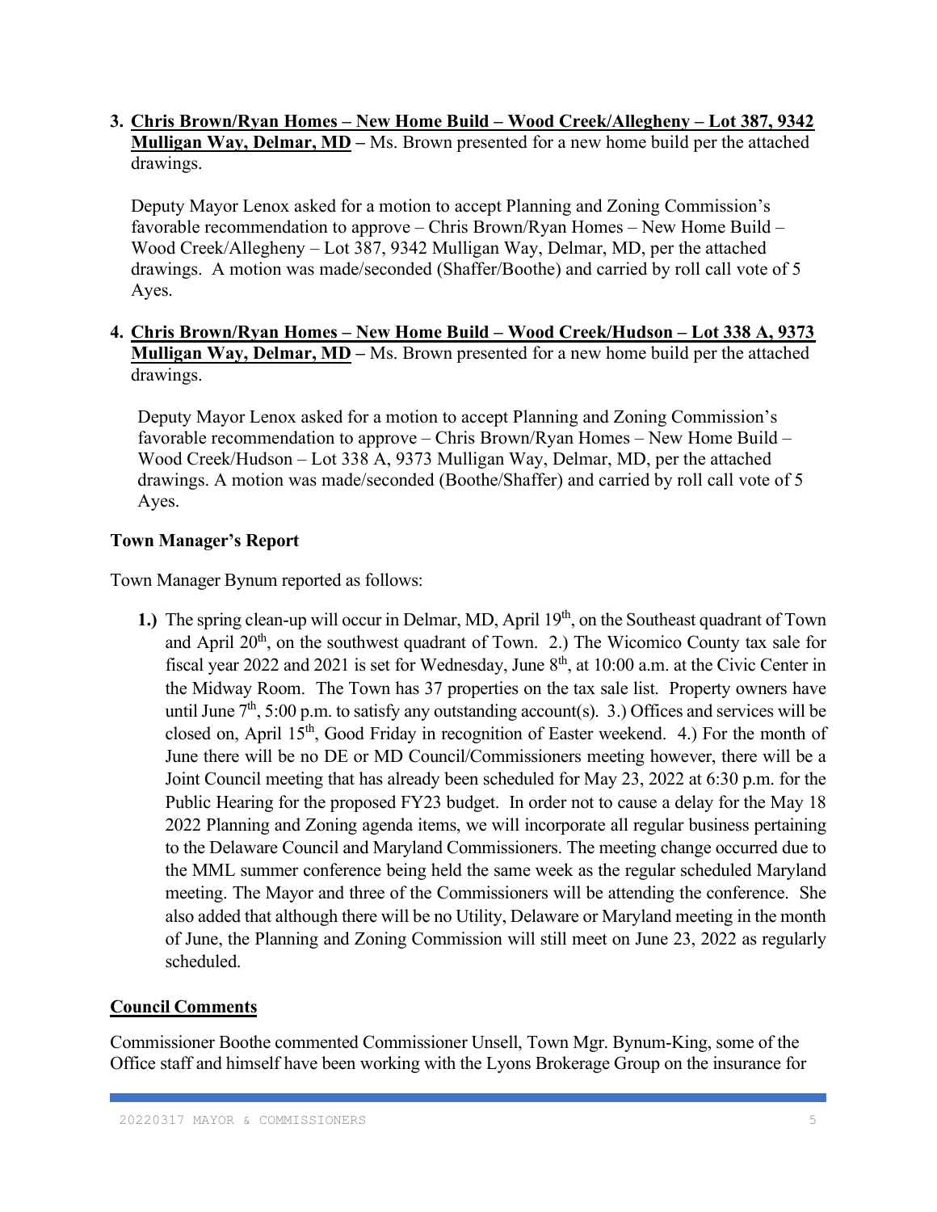3. **Chris Brown/Ryan Homes – New Home Build – Wood Creek/Allegheny – Lot 387, 9342 Mulligan Way, Delmar, MD –** Ms. Brown presented for a new home build per the attached drawings.

   Deputy Mayor Lenox asked for a motion to accept Planning and Zoning Commission's favorable recommendation to approve – Chris Brown/Ryan Homes – New Home Build – Wood Creek/Allegheny – Lot 387, 9342 Mulligan Way, Delmar, MD, per the attached drawings. A motion was made/seconded (Shaffer/Boothe) and carried by roll call vote of 5 Ayes.

4. **Chris Brown/Ryan Homes – New Home Build – Wood Creek/Hudson – Lot 338 A, 9373 Mulligan Way, Delmar, MD –** Ms. Brown presented for a new home build per the attached drawings.

   Deputy Mayor Lenox asked for a motion to accept Planning and Zoning Commission's favorable recommendation to approve – Chris Brown/Ryan Homes – New Home Build – Wood Creek/Hudson – Lot 338 A, 9373 Mulligan Way, Delmar, MD, per the attached drawings. A motion was made/seconded (Boothe/Shaffer) and carried by roll call vote of 5 Ayes.

**Town Manager's Report**

Town Manager Bynum reported as follows:

**1.)** The spring clean-up will occur in Delmar, MD, April 19th, on the Southeast quadrant of Town and April 20th, on the southwest quadrant of Town. 2.) The Wicomico County tax sale for fiscal year 2022 and 2021 is set for Wednesday, June 8th, at 10:00 a.m. at the Civic Center in the Midway Room. The Town has 37 properties on the tax sale list. Property owners have until June 7th, 5:00 p.m. to satisfy any outstanding account(s). 3.) Offices and services will be closed on, April 15th, Good Friday in recognition of Easter weekend. 4.) For the month of June there will be no DE or MD Council/Commissioners meeting however, there will be a Joint Council meeting that has already been scheduled for May 23, 2022 at 6:30 p.m. for the Public Hearing for the proposed FY23 budget. In order not to cause a delay for the May 18 2022 Planning and Zoning agenda items, we will incorporate all regular business pertaining to the Delaware Council and Maryland Commissioners. The meeting change occurred due to the MML summer conference being held the same week as the regular scheduled Maryland meeting. The Mayor and three of the Commissioners will be attending the conference. She also added that although there will be no Utility, Delaware or Maryland meeting in the month of June, the Planning and Zoning Commission will still meet on June 23, 2022 as regularly scheduled.

**Council Comments**

Commissioner Boothe commented Commissioner Unsell, Town Mgr. Bynum-King, some of the Office staff and himself have been working with the Lyons Brokerage Group on the insurance for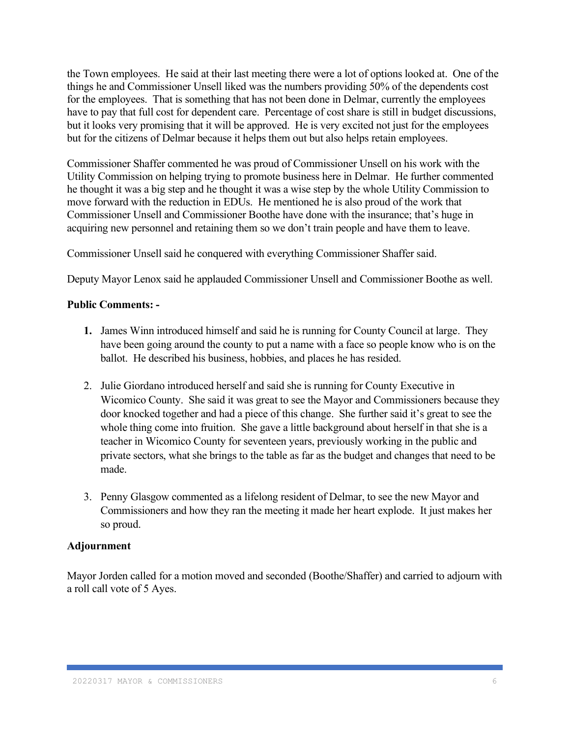the Town employees. He said at their last meeting there were a lot of options looked at. One of the things he and Commissioner Unsell liked was the numbers providing 50% of the dependents cost for the employees. That is something that has not been done in Delmar, currently the employees have to pay that full cost for dependent care. Percentage of cost share is still in budget discussions, but it looks very promising that it will be approved. He is very excited not just for the employees but for the citizens of Delmar because it helps them out but also helps retain employees.

Commissioner Shaffer commented he was proud of Commissioner Unsell on his work with the Utility Commission on helping trying to promote business here in Delmar. He further commented he thought it was a big step and he thought it was a wise step by the whole Utility Commission to move forward with the reduction in EDUs. He mentioned he is also proud of the work that Commissioner Unsell and Commissioner Boothe have done with the insurance; that's huge in acquiring new personnel and retaining them so we don't train people and have them to leave.

Commissioner Unsell said he conquered with everything Commissioner Shaffer said.

Deputy Mayor Lenox said he applauded Commissioner Unsell and Commissioner Boothe as well.

**Public Comments: -**

1. James Winn introduced himself and said he is running for County Council at large. They have been going around the county to put a name with a face so people know who is on the ballot. He described his business, hobbies, and places he has resided.

2. Julie Giordano introduced herself and said she is running for County Executive in Wicomico County. She said it was great to see the Mayor and Commissioners because they door knocked together and had a piece of this change. She further said it's great to see the whole thing come into fruition. She gave a little background about herself in that she is a teacher in Wicomico County for seventeen years, previously working in the public and private sectors, what she brings to the table as far as the budget and changes that need to be made.

3. Penny Glasgow commented as a lifelong resident of Delmar, to see the new Mayor and Commissioners and how they ran the meeting it made her heart explode. It just makes her so proud.

**Adjournment**

Mayor Jorden called for a motion moved and seconded (Boothe/Shaffer) and carried to adjourn with a roll call vote of 5 Ayes.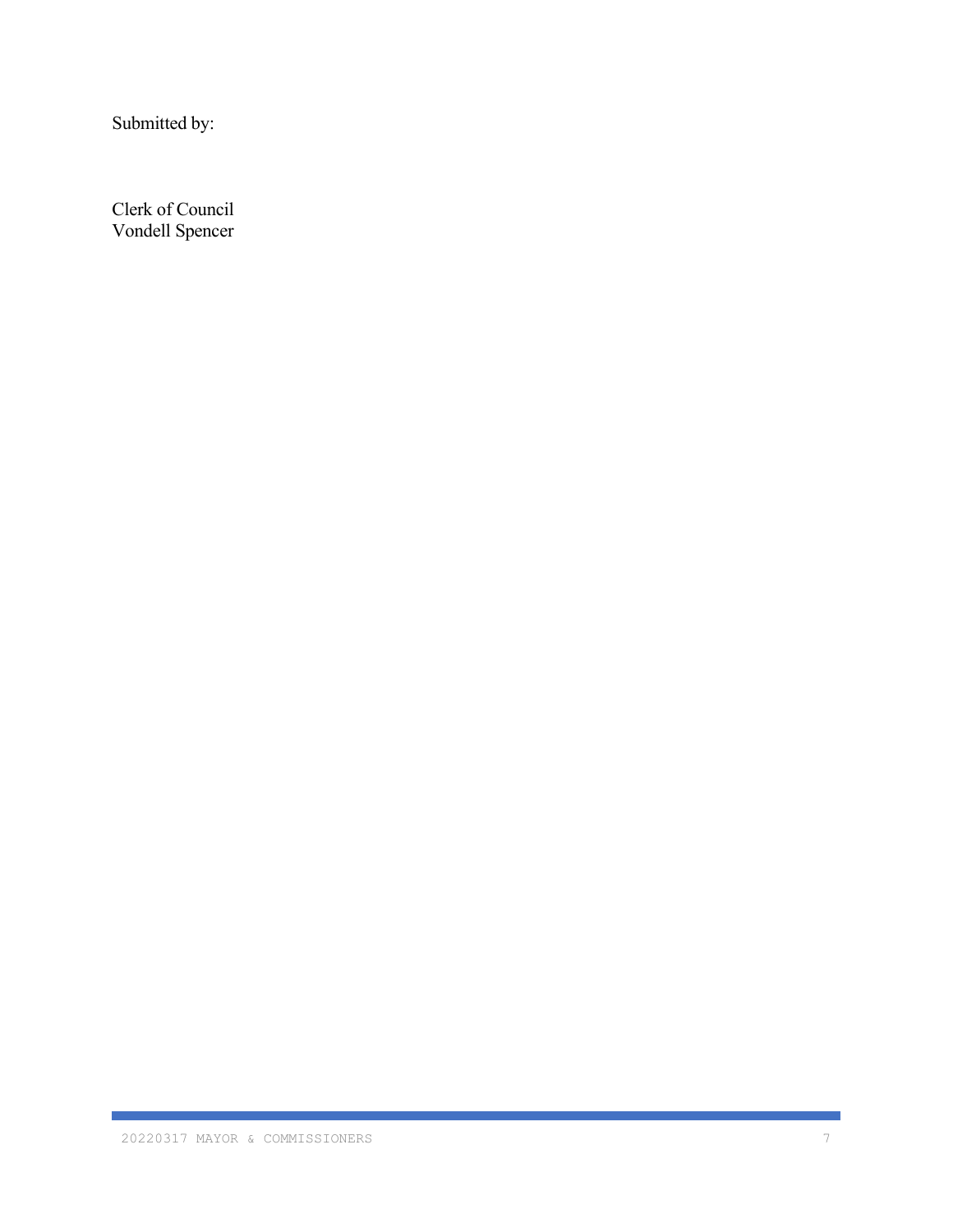Submitted by:

Clerk of Council
Vondell Spencer